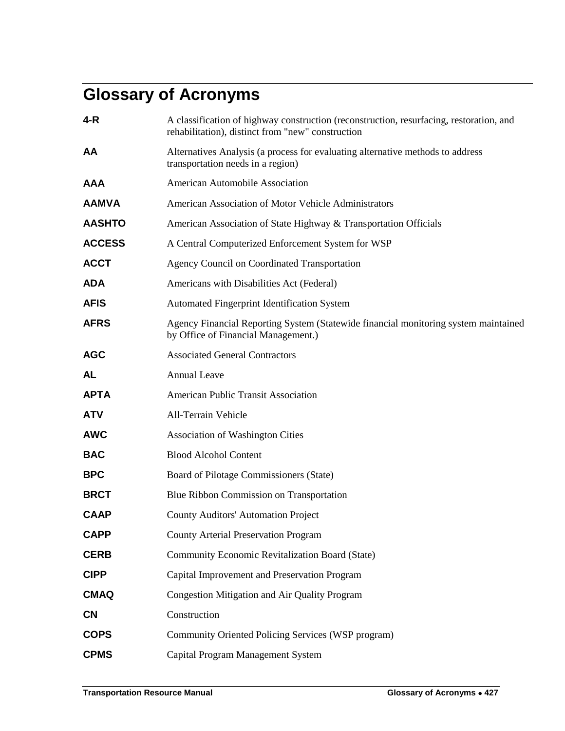# Glossary of Acronyms

| | |
|---|---|
| **4-R** | A classification of highway construction (reconstruction, resurfacing, restoration, and rehabilitation), distinct from "new" construction |
| **AA** | Alternatives Analysis (a process for evaluating alternative methods to address transportation needs in a region) |
| **AAA** | American Automobile Association |
| **AAMVA** | American Association of Motor Vehicle Administrators |
| **AASHTO** | American Association of State Highway & Transportation Officials |
| **ACCESS** | A Central Computerized Enforcement System for WSP |
| **ACCT** | Agency Council on Coordinated Transportation |
| **ADA** | Americans with Disabilities Act (Federal) |
| **AFIS** | Automated Fingerprint Identification System |
| **AFRS** | Agency Financial Reporting System (Statewide financial monitoring system maintained by Office of Financial Management.) |
| **AGC** | Associated General Contractors |
| **AL** | Annual Leave |
| **APTA** | American Public Transit Association |
| **ATV** | All-Terrain Vehicle |
| **AWC** | Association of Washington Cities |
| **BAC** | Blood Alcohol Content |
| **BPC** | Board of Pilotage Commissioners (State) |
| **BRCT** | Blue Ribbon Commission on Transportation |
| **CAAP** | County Auditors' Automation Project |
| **CAPP** | County Arterial Preservation Program |
| **CERB** | Community Economic Revitalization Board (State) |
| **CIPP** | Capital Improvement and Preservation Program |
| **CMAQ** | Congestion Mitigation and Air Quality Program |
| **CN** | Construction |
| **COPS** | Community Oriented Policing Services (WSP program) |
| **CPMS** | Capital Program Management System |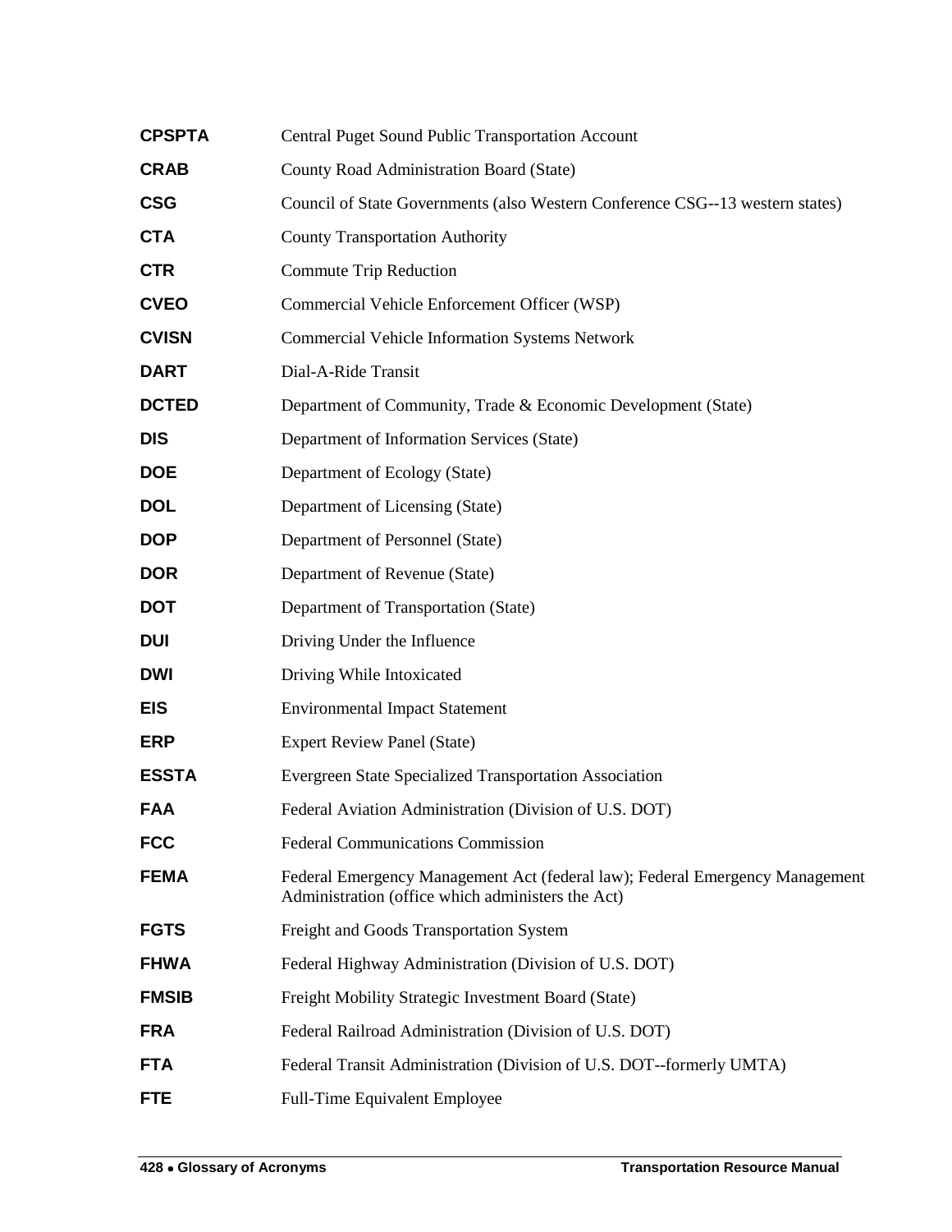| | |
|---|---|
| **CPSPTA** | Central Puget Sound Public Transportation Account |
| **CRAB** | County Road Administration Board (State) |
| **CSG** | Council of State Governments (also Western Conference CSG--13 western states) |
| **CTA** | County Transportation Authority |
| **CTR** | Commute Trip Reduction |
| **CVEO** | Commercial Vehicle Enforcement Officer (WSP) |
| **CVISN** | Commercial Vehicle Information Systems Network |
| **DART** | Dial-A-Ride Transit |
| **DCTED** | Department of Community, Trade & Economic Development (State) |
| **DIS** | Department of Information Services (State) |
| **DOE** | Department of Ecology (State) |
| **DOL** | Department of Licensing (State) |
| **DOP** | Department of Personnel (State) |
| **DOR** | Department of Revenue (State) |
| **DOT** | Department of Transportation (State) |
| **DUI** | Driving Under the Influence |
| **DWI** | Driving While Intoxicated |
| **EIS** | Environmental Impact Statement |
| **ERP** | Expert Review Panel (State) |
| **ESSTA** | Evergreen State Specialized Transportation Association |
| **FAA** | Federal Aviation Administration (Division of U.S. DOT) |
| **FCC** | Federal Communications Commission |
| **FEMA** | Federal Emergency Management Act (federal law); Federal Emergency Management Administration (office which administers the Act) |
| **FGTS** | Freight and Goods Transportation System |
| **FHWA** | Federal Highway Administration (Division of U.S. DOT) |
| **FMSIB** | Freight Mobility Strategic Investment Board (State) |
| **FRA** | Federal Railroad Administration (Division of U.S. DOT) |
| **FTA** | Federal Transit Administration (Division of U.S. DOT--formerly UMTA) |
| **FTE** | Full-Time Equivalent Employee |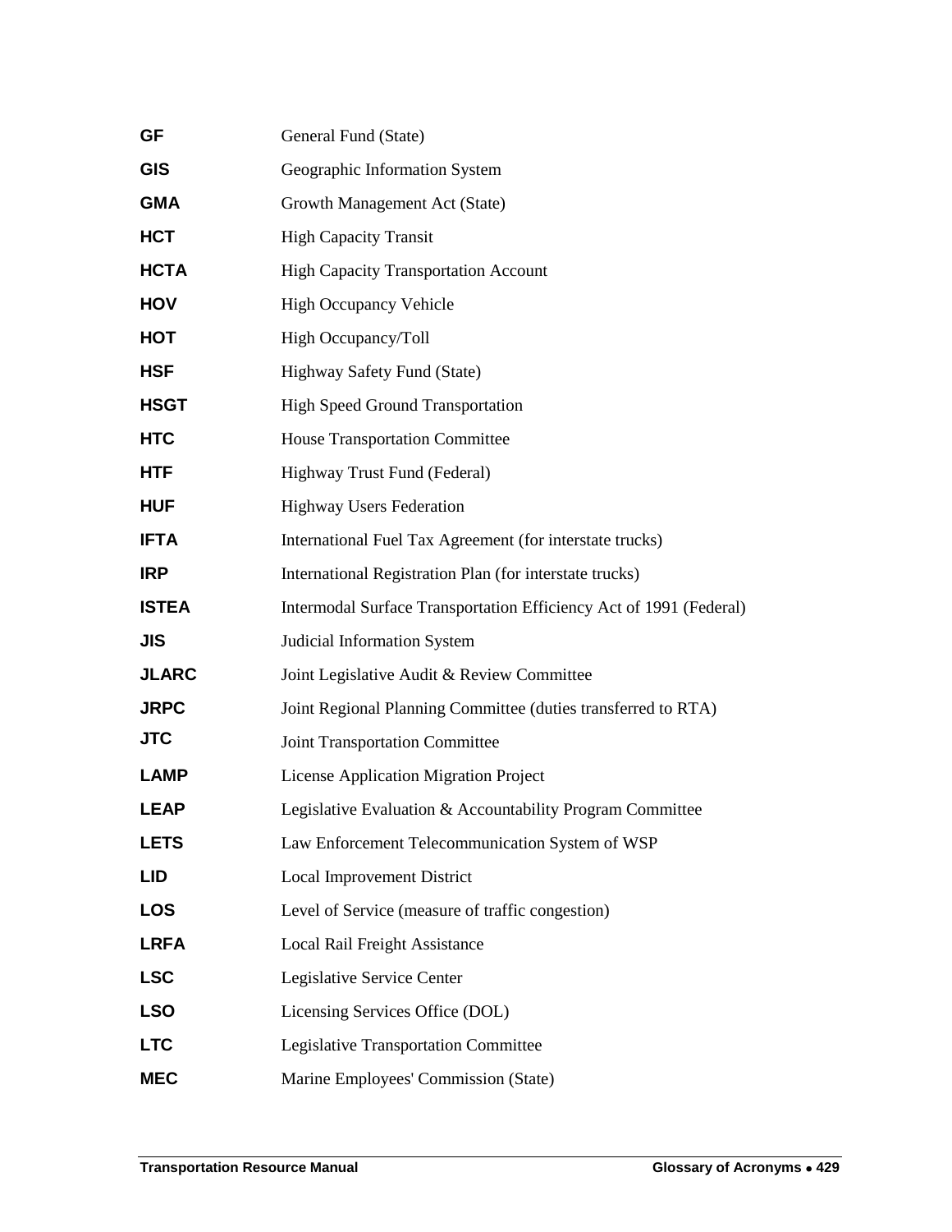| | |
|---|---|
| **GF** | General Fund (State) |
| **GIS** | Geographic Information System |
| **GMA** | Growth Management Act (State) |
| **HCT** | High Capacity Transit |
| **HCTA** | High Capacity Transportation Account |
| **HOV** | High Occupancy Vehicle |
| **HOT** | High Occupancy/Toll |
| **HSF** | Highway Safety Fund (State) |
| **HSGT** | High Speed Ground Transportation |
| **HTC** | House Transportation Committee |
| **HTF** | Highway Trust Fund (Federal) |
| **HUF** | Highway Users Federation |
| **IFTA** | International Fuel Tax Agreement (for interstate trucks) |
| **IRP** | International Registration Plan (for interstate trucks) |
| **ISTEA** | Intermodal Surface Transportation Efficiency Act of 1991 (Federal) |
| **JIS** | Judicial Information System |
| **JLARC** | Joint Legislative Audit & Review Committee |
| **JRPC** | Joint Regional Planning Committee (duties transferred to RTA) |
| **JTC** | Joint Transportation Committee |
| **LAMP** | License Application Migration Project |
| **LEAP** | Legislative Evaluation & Accountability Program Committee |
| **LETS** | Law Enforcement Telecommunication System of WSP |
| **LID** | Local Improvement District |
| **LOS** | Level of Service (measure of traffic congestion) |
| **LRFA** | Local Rail Freight Assistance |
| **LSC** | Legislative Service Center |
| **LSO** | Licensing Services Office (DOL) |
| **LTC** | Legislative Transportation Committee |
| **MEC** | Marine Employees' Commission (State) |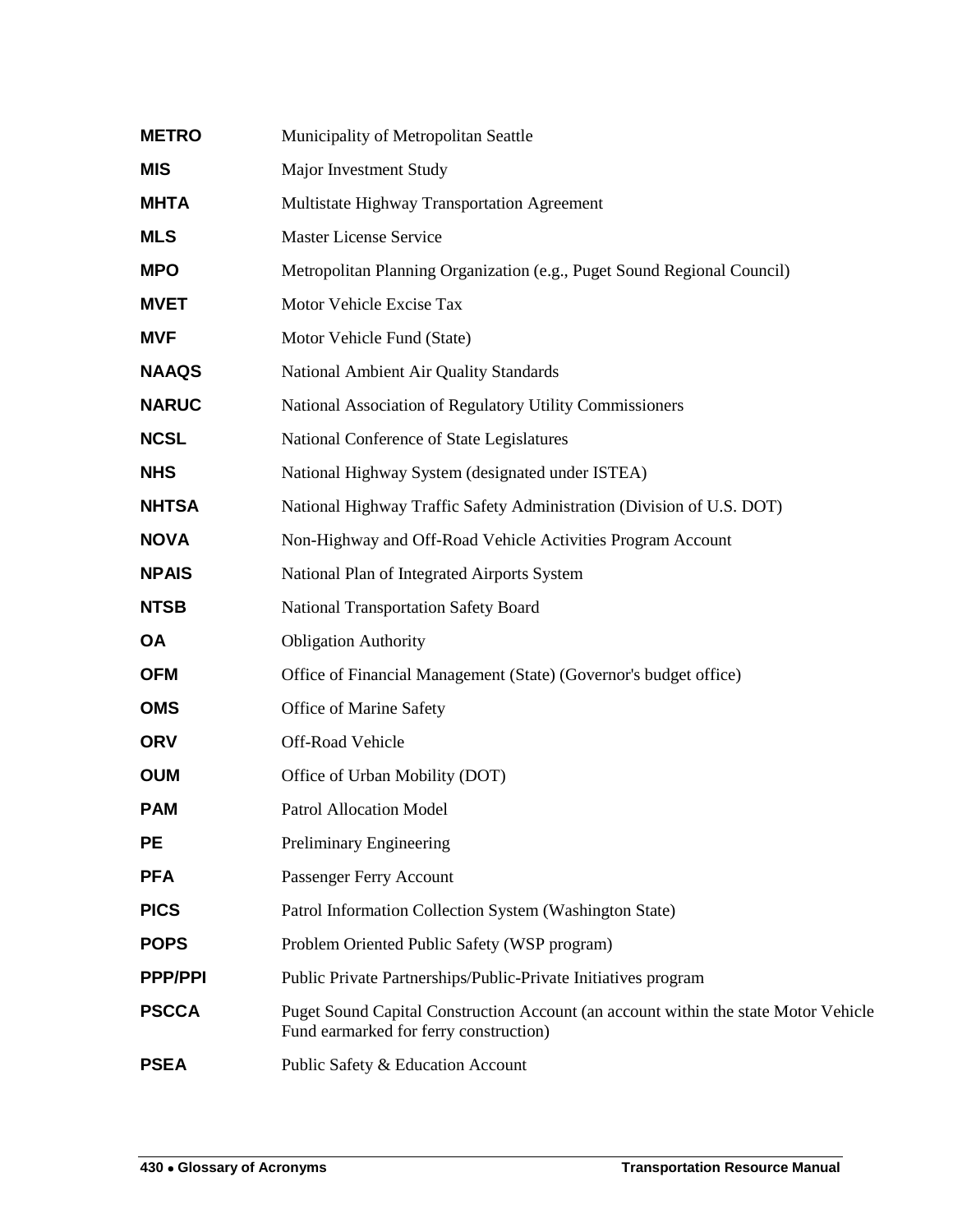| | |
|---|---|
| **METRO** | Municipality of Metropolitan Seattle |
| **MIS** | Major Investment Study |
| **MHTA** | Multistate Highway Transportation Agreement |
| **MLS** | Master License Service |
| **MPO** | Metropolitan Planning Organization (e.g., Puget Sound Regional Council) |
| **MVET** | Motor Vehicle Excise Tax |
| **MVF** | Motor Vehicle Fund (State) |
| **NAAQS** | National Ambient Air Quality Standards |
| **NARUC** | National Association of Regulatory Utility Commissioners |
| **NCSL** | National Conference of State Legislatures |
| **NHS** | National Highway System (designated under ISTEA) |
| **NHTSA** | National Highway Traffic Safety Administration (Division of U.S. DOT) |
| **NOVA** | Non-Highway and Off-Road Vehicle Activities Program Account |
| **NPAIS** | National Plan of Integrated Airports System |
| **NTSB** | National Transportation Safety Board |
| **OA** | Obligation Authority |
| **OFM** | Office of Financial Management (State) (Governor's budget office) |
| **OMS** | Office of Marine Safety |
| **ORV** | Off-Road Vehicle |
| **OUM** | Office of Urban Mobility (DOT) |
| **PAM** | Patrol Allocation Model |
| **PE** | Preliminary Engineering |
| **PFA** | Passenger Ferry Account |
| **PICS** | Patrol Information Collection System (Washington State) |
| **POPS** | Problem Oriented Public Safety (WSP program) |
| **PPP/PPI** | Public Private Partnerships/Public-Private Initiatives program |
| **PSCCA** | Puget Sound Capital Construction Account (an account within the state Motor Vehicle Fund earmarked for ferry construction) |
| **PSEA** | Public Safety & Education Account |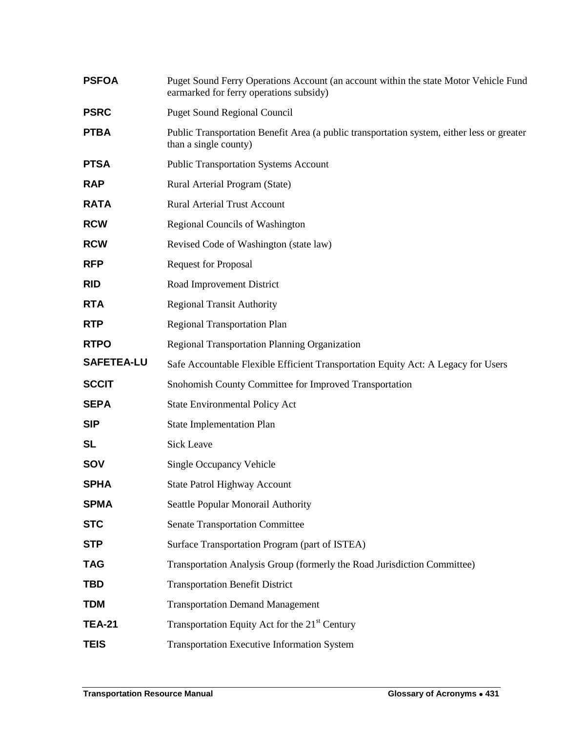| | |
|---|---|
| **PSFOA** | Puget Sound Ferry Operations Account (an account within the state Motor Vehicle Fund earmarked for ferry operations subsidy) |
| **PSRC** | Puget Sound Regional Council |
| **PTBA** | Public Transportation Benefit Area (a public transportation system, either less or greater than a single county) |
| **PTSA** | Public Transportation Systems Account |
| **RAP** | Rural Arterial Program (State) |
| **RATA** | Rural Arterial Trust Account |
| **RCW** | Regional Councils of Washington |
| **RCW** | Revised Code of Washington (state law) |
| **RFP** | Request for Proposal |
| **RID** | Road Improvement District |
| **RTA** | Regional Transit Authority |
| **RTP** | Regional Transportation Plan |
| **RTPO** | Regional Transportation Planning Organization |
| **SAFETEA-LU** | Safe Accountable Flexible Efficient Transportation Equity Act: A Legacy for Users |
| **SCCIT** | Snohomish County Committee for Improved Transportation |
| **SEPA** | State Environmental Policy Act |
| **SIP** | State Implementation Plan |
| **SL** | Sick Leave |
| **SOV** | Single Occupancy Vehicle |
| **SPHA** | State Patrol Highway Account |
| **SPMA** | Seattle Popular Monorail Authority |
| **STC** | Senate Transportation Committee |
| **STP** | Surface Transportation Program (part of ISTEA) |
| **TAG** | Transportation Analysis Group (formerly the Road Jurisdiction Committee) |
| **TBD** | Transportation Benefit District |
| **TDM** | Transportation Demand Management |
| **TEA-21** | Transportation Equity Act for the 21st Century |
| **TEIS** | Transportation Executive Information System |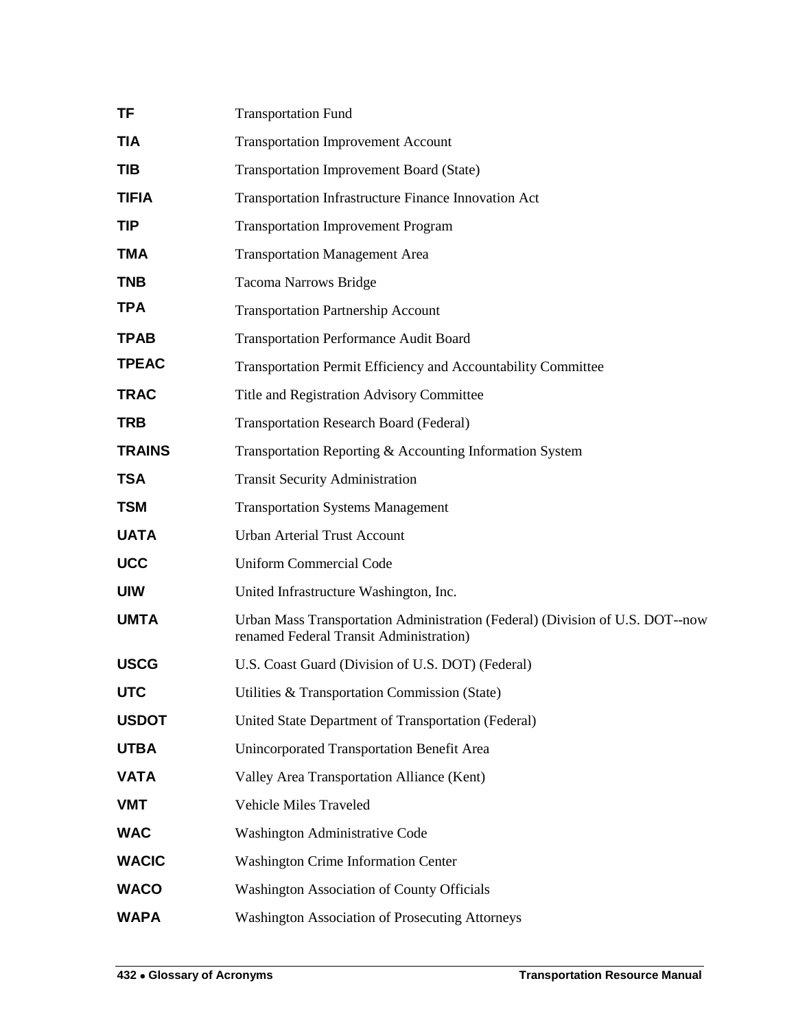| | |
|---|---|
| **TF** | Transportation Fund |
| **TIA** | Transportation Improvement Account |
| **TIB** | Transportation Improvement Board (State) |
| **TIFIA** | Transportation Infrastructure Finance Innovation Act |
| **TIP** | Transportation Improvement Program |
| **TMA** | Transportation Management Area |
| **TNB** | Tacoma Narrows Bridge |
| **TPA** | Transportation Partnership Account |
| **TPAB** | Transportation Performance Audit Board |
| **TPEAC** | Transportation Permit Efficiency and Accountability Committee |
| **TRAC** | Title and Registration Advisory Committee |
| **TRB** | Transportation Research Board (Federal) |
| **TRAINS** | Transportation Reporting & Accounting Information System |
| **TSA** | Transit Security Administration |
| **TSM** | Transportation Systems Management |
| **UATA** | Urban Arterial Trust Account |
| **UCC** | Uniform Commercial Code |
| **UIW** | United Infrastructure Washington, Inc. |
| **UMTA** | Urban Mass Transportation Administration (Federal) (Division of U.S. DOT--now renamed Federal Transit Administration) |
| **USCG** | U.S. Coast Guard (Division of U.S. DOT) (Federal) |
| **UTC** | Utilities & Transportation Commission (State) |
| **USDOT** | United State Department of Transportation (Federal) |
| **UTBA** | Unincorporated Transportation Benefit Area |
| **VATA** | Valley Area Transportation Alliance (Kent) |
| **VMT** | Vehicle Miles Traveled |
| **WAC** | Washington Administrative Code |
| **WACIC** | Washington Crime Information Center |
| **WACO** | Washington Association of County Officials |
| **WAPA** | Washington Association of Prosecuting Attorneys |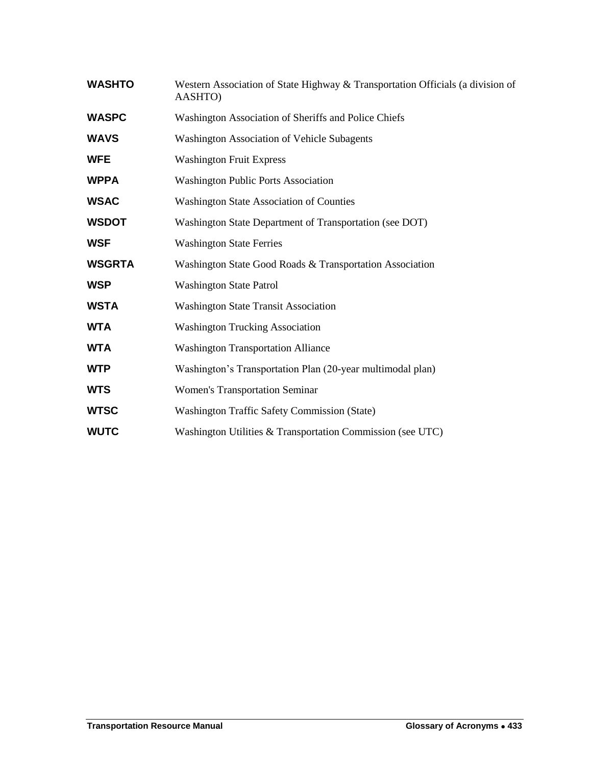| | |
|---|---|
| **WASHTO** | Western Association of State Highway & Transportation Officials (a division of AASHTO) |
| **WASPC** | Washington Association of Sheriffs and Police Chiefs |
| **WAVS** | Washington Association of Vehicle Subagents |
| **WFE** | Washington Fruit Express |
| **WPPA** | Washington Public Ports Association |
| **WSAC** | Washington State Association of Counties |
| **WSDOT** | Washington State Department of Transportation (see DOT) |
| **WSF** | Washington State Ferries |
| **WSGRTA** | Washington State Good Roads & Transportation Association |
| **WSP** | Washington State Patrol |
| **WSTA** | Washington State Transit Association |
| **WTA** | Washington Trucking Association |
| **WTA** | Washington Transportation Alliance |
| **WTP** | Washington's Transportation Plan (20-year multimodal plan) |
| **WTS** | Women's Transportation Seminar |
| **WTSC** | Washington Traffic Safety Commission (State) |
| **WUTC** | Washington Utilities & Transportation Commission (see UTC) |